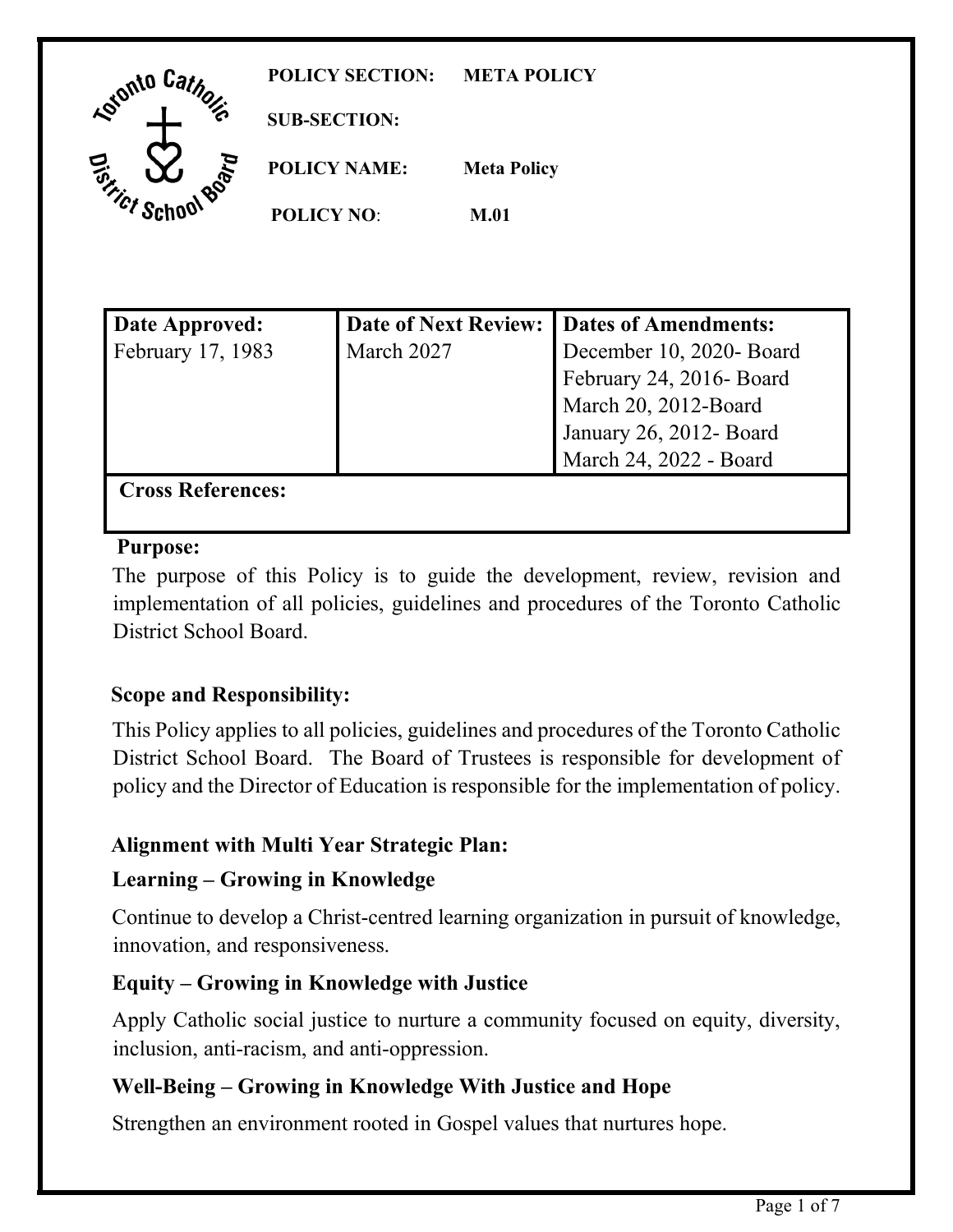**POLICY SECTION:** META POLICY

**SUB-SECTION:**

**POLICY NAME:** Meta Policy

**POLICY NO:** M.01

| Date Approved: | Date of Next Review: | Dates of Amendments: |
| --- | --- | --- |
| February 17, 1983 | March 2027 | December 10, 2020- Board<br>February 24, 2016- Board<br>March 20, 2012-Board<br>January 26, 2012- Board<br>March 24, 2022 - Board |
| **Cross References:** | | |

**Purpose:**

The purpose of this Policy is to guide the development, review, revision and implementation of all policies, guidelines and procedures of the Toronto Catholic District School Board.

**Scope and Responsibility:**

This Policy applies to all policies, guidelines and procedures of the Toronto Catholic District School Board. The Board of Trustees is responsible for development of policy and the Director of Education is responsible for the implementation of policy.

**Alignment with Multi Year Strategic Plan:**

**Learning – Growing in Knowledge**

Continue to develop a Christ-centred learning organization in pursuit of knowledge, innovation, and responsiveness.

**Equity – Growing in Knowledge with Justice**

Apply Catholic social justice to nurture a community focused on equity, diversity, inclusion, anti-racism, and anti-oppression.

**Well-Being – Growing in Knowledge With Justice and Hope**

Strengthen an environment rooted in Gospel values that nurtures hope.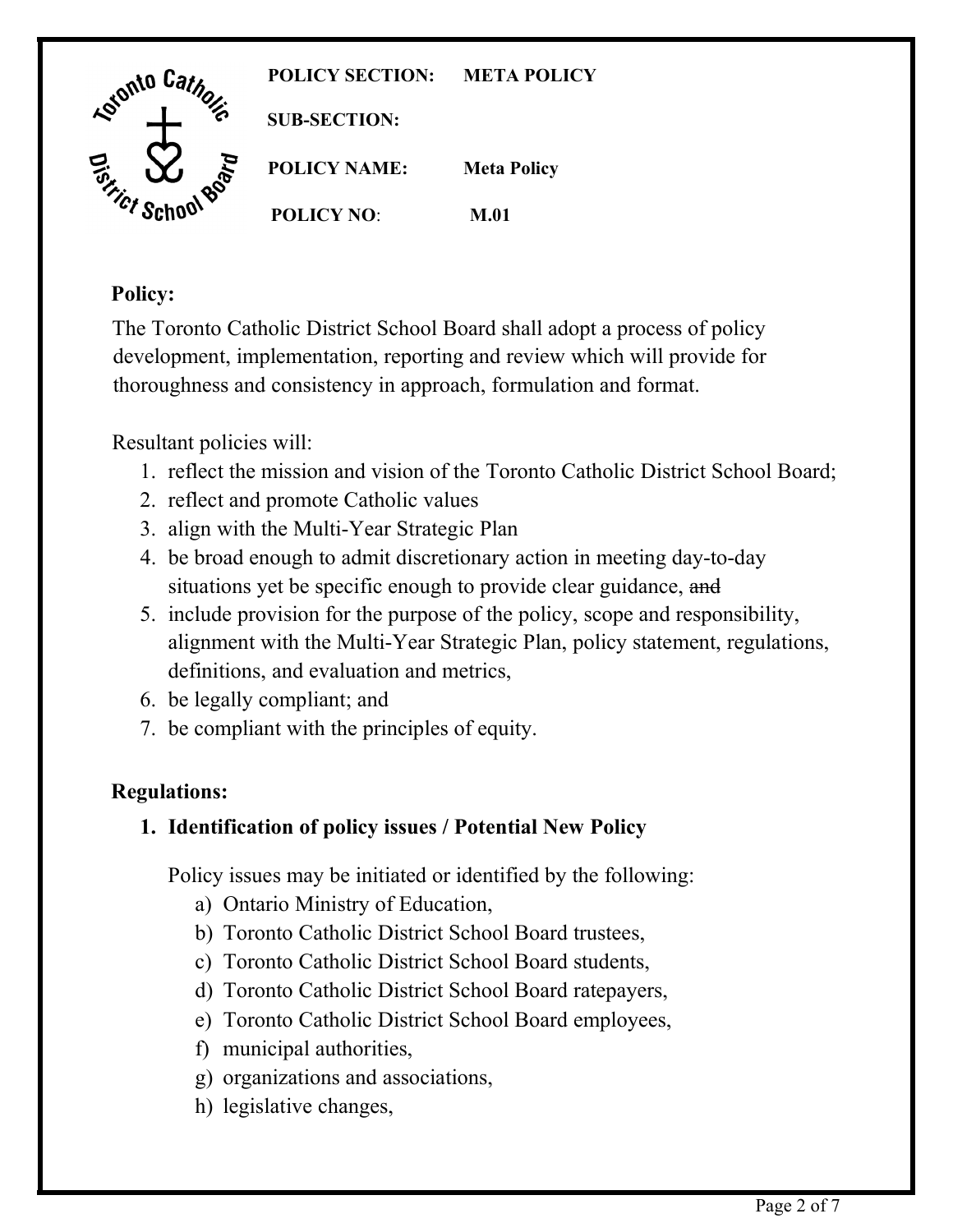| | |
|---|---|
| **POLICY SECTION:** | **META POLICY** |
| **SUB-SECTION:** | |
| **POLICY NAME:** | **Meta Policy** |
| **POLICY NO:** | **M.01** |

## Policy:

The Toronto Catholic District School Board shall adopt a process of policy development, implementation, reporting and review which will provide for thoroughness and consistency in approach, formulation and format.

Resultant policies will:

1. reflect the mission and vision of the Toronto Catholic District School Board;
2. reflect and promote Catholic values
3. align with the Multi-Year Strategic Plan
4. be broad enough to admit discretionary action in meeting day-to-day situations yet be specific enough to provide clear guidance, ~~and~~
5. include provision for the purpose of the policy, scope and responsibility, alignment with the Multi-Year Strategic Plan, policy statement, regulations, definitions, and evaluation and metrics,
6. be legally compliant; and
7. be compliant with the principles of equity.

## Regulations:

### 1. Identification of policy issues / Potential New Policy

Policy issues may be initiated or identified by the following:

a) Ontario Ministry of Education,
b) Toronto Catholic District School Board trustees,
c) Toronto Catholic District School Board students,
d) Toronto Catholic District School Board ratepayers,
e) Toronto Catholic District School Board employees,
f) municipal authorities,
g) organizations and associations,
h) legislative changes,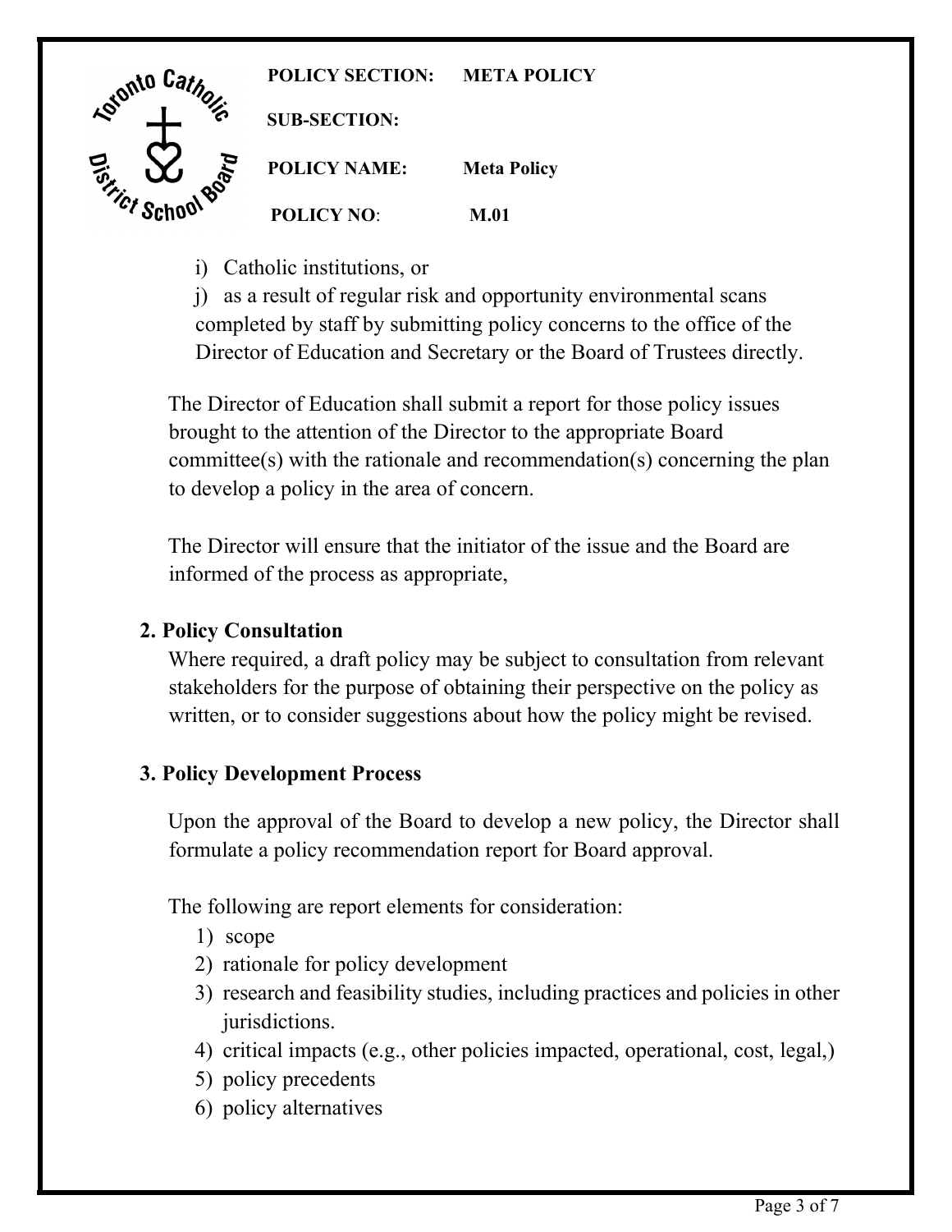i) Catholic institutions, or

j) as a result of regular risk and opportunity environmental scans completed by staff by submitting policy concerns to the office of the Director of Education and Secretary or the Board of Trustees directly.

The Director of Education shall submit a report for those policy issues brought to the attention of the Director to the appropriate Board committee(s) with the rationale and recommendation(s) concerning the plan to develop a policy in the area of concern.

The Director will ensure that the initiator of the issue and the Board are informed of the process as appropriate,

**2. Policy Consultation**

Where required, a draft policy may be subject to consultation from relevant stakeholders for the purpose of obtaining their perspective on the policy as written, or to consider suggestions about how the policy might be revised.

**3. Policy Development Process**

Upon the approval of the Board to develop a new policy, the Director shall formulate a policy recommendation report for Board approval.

The following are report elements for consideration:

1) scope
2) rationale for policy development
3) research and feasibility studies, including practices and policies in other jurisdictions.
4) critical impacts (e.g., other policies impacted, operational, cost, legal,)
5) policy precedents
6) policy alternatives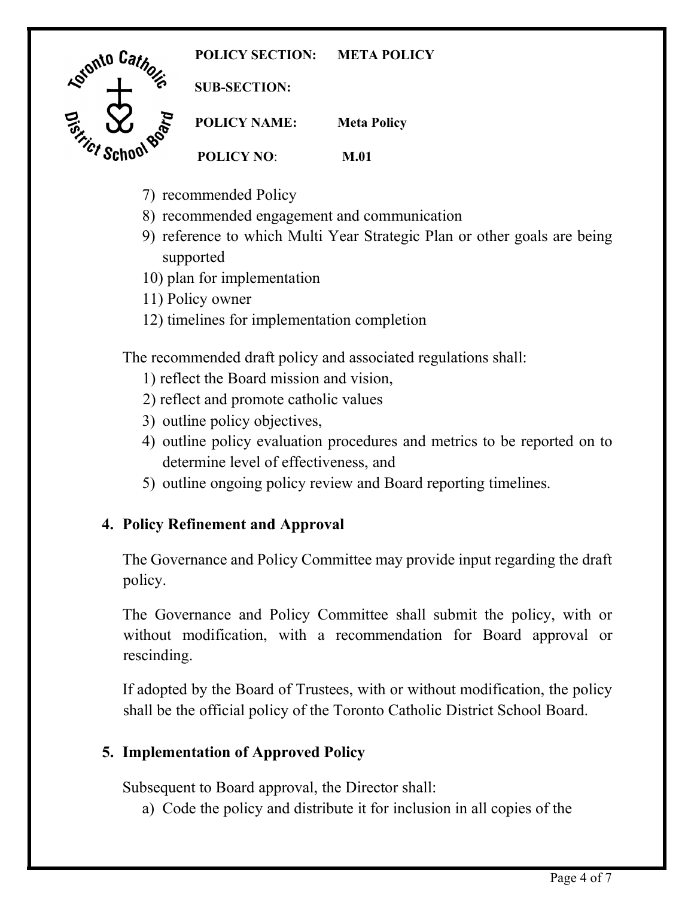7) recommended Policy
8) recommended engagement and communication
9) reference to which Multi Year Strategic Plan or other goals are being supported
10) plan for implementation
11) Policy owner
12) timelines for implementation completion

The recommended draft policy and associated regulations shall:

1) reflect the Board mission and vision,
2) reflect and promote catholic values
3) outline policy objectives,
4) outline policy evaluation procedures and metrics to be reported on to determine level of effectiveness, and
5) outline ongoing policy review and Board reporting timelines.

## 4. Policy Refinement and Approval

The Governance and Policy Committee may provide input regarding the draft policy.

The Governance and Policy Committee shall submit the policy, with or without modification, with a recommendation for Board approval or rescinding.

If adopted by the Board of Trustees, with or without modification, the policy shall be the official policy of the Toronto Catholic District School Board.

## 5. Implementation of Approved Policy

Subsequent to Board approval, the Director shall:

a) Code the policy and distribute it for inclusion in all copies of the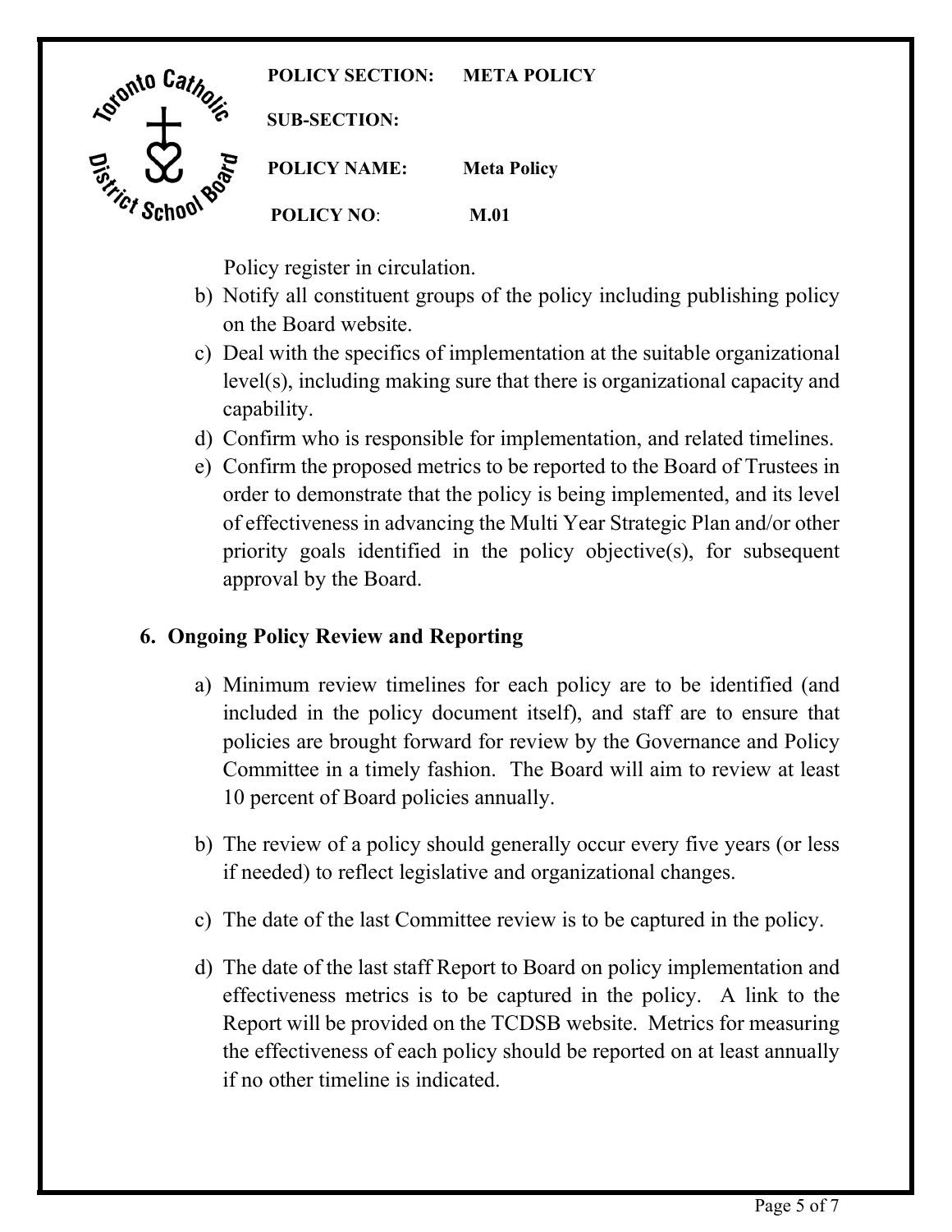Policy register in circulation.

b) Notify all constituent groups of the policy including publishing policy on the Board website.
c) Deal with the specifics of implementation at the suitable organizational level(s), including making sure that there is organizational capacity and capability.
d) Confirm who is responsible for implementation, and related timelines.
e) Confirm the proposed metrics to be reported to the Board of Trustees in order to demonstrate that the policy is being implemented, and its level of effectiveness in advancing the Multi Year Strategic Plan and/or other priority goals identified in the policy objective(s), for subsequent approval by the Board.

## 6. Ongoing Policy Review and Reporting

a) Minimum review timelines for each policy are to be identified (and included in the policy document itself), and staff are to ensure that policies are brought forward for review by the Governance and Policy Committee in a timely fashion. The Board will aim to review at least 10 percent of Board policies annually.

b) The review of a policy should generally occur every five years (or less if needed) to reflect legislative and organizational changes.

c) The date of the last Committee review is to be captured in the policy.

d) The date of the last staff Report to Board on policy implementation and effectiveness metrics is to be captured in the policy. A link to the Report will be provided on the TCDSB website. Metrics for measuring the effectiveness of each policy should be reported on at least annually if no other timeline is indicated.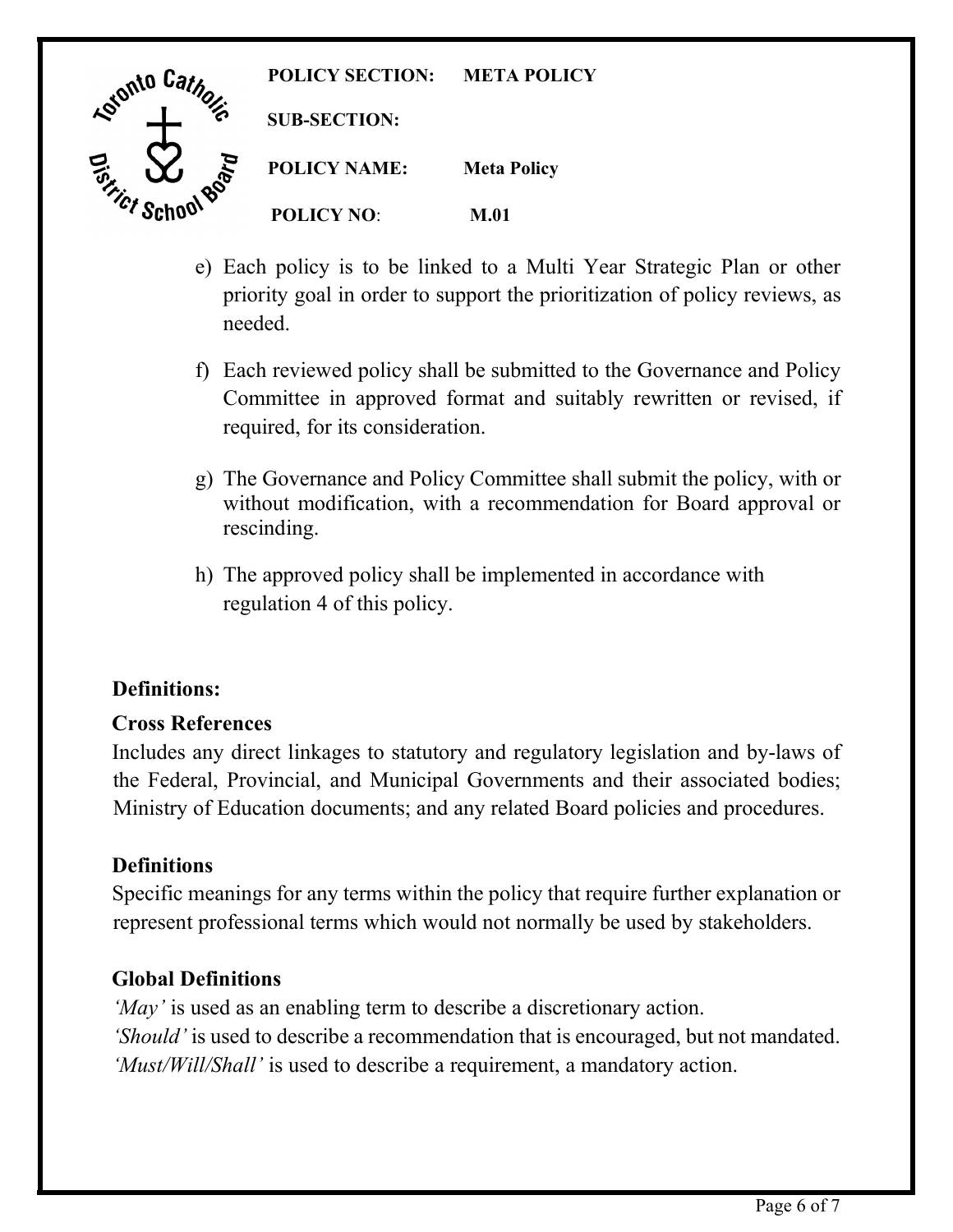e) Each policy is to be linked to a Multi Year Strategic Plan or other priority goal in order to support the prioritization of policy reviews, as needed.

f) Each reviewed policy shall be submitted to the Governance and Policy Committee in approved format and suitably rewritten or revised, if required, for its consideration.

g) The Governance and Policy Committee shall submit the policy, with or without modification, with a recommendation for Board approval or rescinding.

h) The approved policy shall be implemented in accordance with regulation 4 of this policy.

## Definitions:

### Cross References

Includes any direct linkages to statutory and regulatory legislation and by-laws of the Federal, Provincial, and Municipal Governments and their associated bodies; Ministry of Education documents; and any related Board policies and procedures.

### Definitions

Specific meanings for any terms within the policy that require further explanation or represent professional terms which would not normally be used by stakeholders.

### Global Definitions

*'May'* is used as an enabling term to describe a discretionary action.
*'Should'* is used to describe a recommendation that is encouraged, but not mandated.
*'Must/Will/Shall'* is used to describe a requirement, a mandatory action.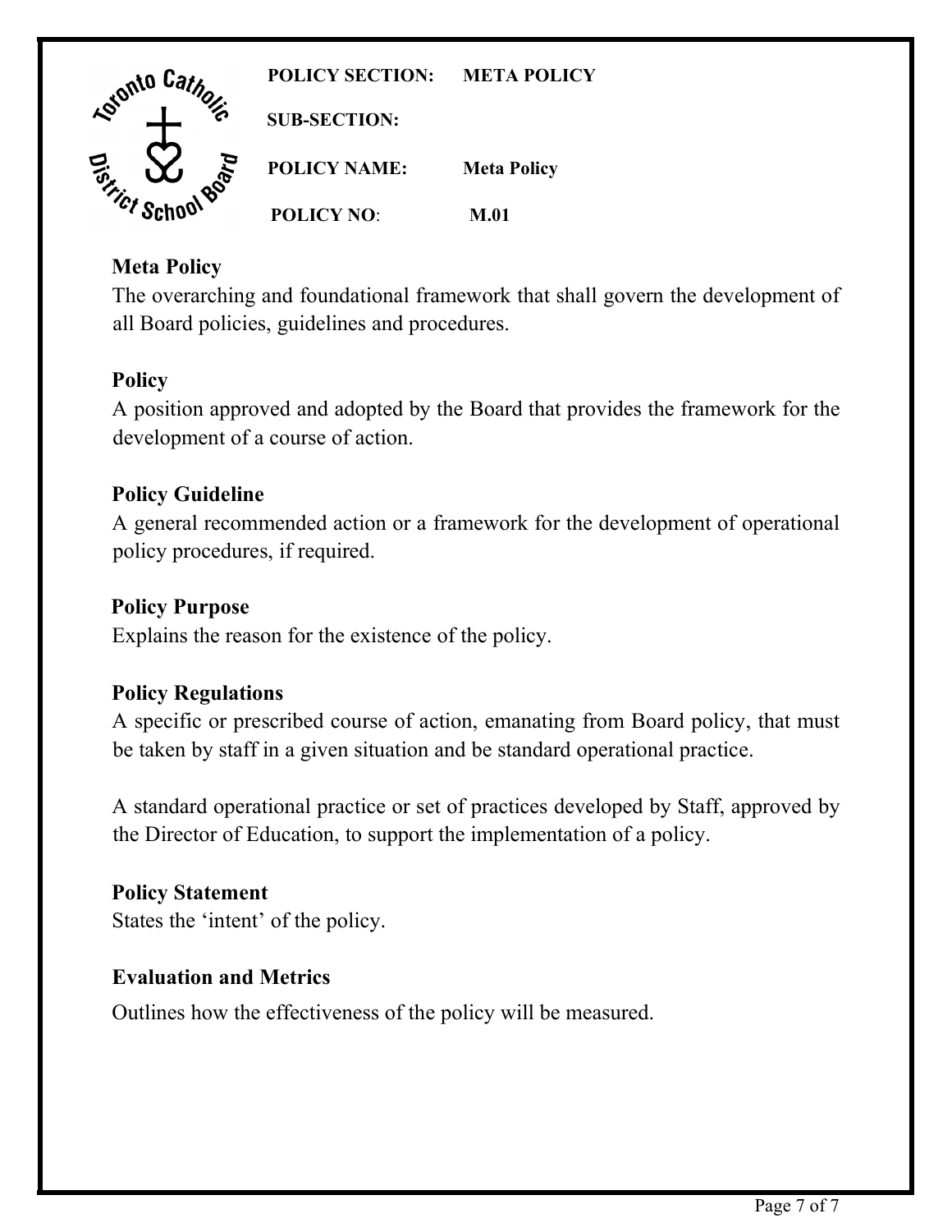| | |
|---|---|
| **POLICY SECTION:** | **META POLICY** |
| **SUB-SECTION:** | |
| **POLICY NAME:** | **Meta Policy** |
| **POLICY NO:** | **M.01** |

**Meta Policy**
The overarching and foundational framework that shall govern the development of all Board policies, guidelines and procedures.

**Policy**
A position approved and adopted by the Board that provides the framework for the development of a course of action.

**Policy Guideline**
A general recommended action or a framework for the development of operational policy procedures, if required.

**Policy Purpose**
Explains the reason for the existence of the policy.

**Policy Regulations**
A specific or prescribed course of action, emanating from Board policy, that must be taken by staff in a given situation and be standard operational practice.

A standard operational practice or set of practices developed by Staff, approved by the Director of Education, to support the implementation of a policy.

**Policy Statement**
States the 'intent' of the policy.

**Evaluation and Metrics**
Outlines how the effectiveness of the policy will be measured.